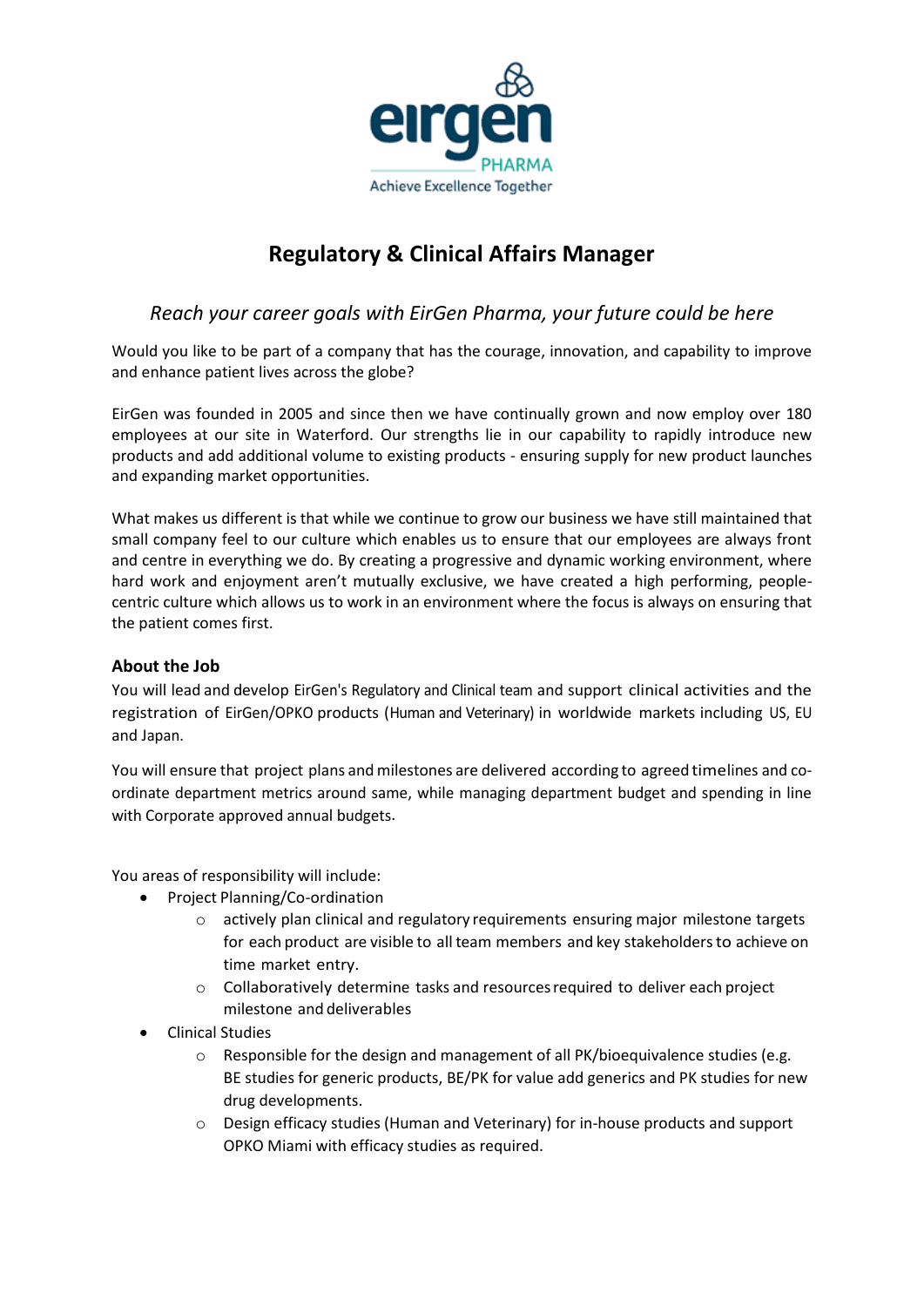eirgen PHARMA

Achieve Excellence Together

# Regulatory & Clinical Affairs Manager

## *Reach your career goals with EirGen Pharma, your future could be here*

Would you like to be part of a company that has the courage, innovation, and capability to improve and enhance patient lives across the globe?

EirGen was founded in 2005 and since then we have continually grown and now employ over 180 employees at our site in Waterford. Our strengths lie in our capability to rapidly introduce new products and add additional volume to existing products - ensuring supply for new product launches and expanding market opportunities.

What makes us different is that while we continue to grow our business we have still maintained that small company feel to our culture which enables us to ensure that our employees are always front and centre in everything we do. By creating a progressive and dynamic working environment, where hard work and enjoyment aren't mutually exclusive, we have created a high performing, people-centric culture which allows us to work in an environment where the focus is always on ensuring that the patient comes first.

### About the Job

You will lead and develop EirGen's Regulatory and Clinical team and support clinical activities and the registration of EirGen/OPKO products (Human and Veterinary) in worldwide markets including US, EU and Japan.

You will ensure that project plans and milestones are delivered according to agreed timelines and co-ordinate department metrics around same, while managing department budget and spending in line with Corporate approved annual budgets.

You areas of responsibility will include:

- Project Planning/Co-ordination
  - actively plan clinical and regulatory requirements ensuring major milestone targets for each product are visible to all team members and key stakeholders to achieve on time market entry.
  - Collaboratively determine tasks and resources required to deliver each project milestone and deliverables
- Clinical Studies
  - Responsible for the design and management of all PK/bioequivalence studies (e.g. BE studies for generic products, BE/PK for value add generics and PK studies for new drug developments.
  - Design efficacy studies (Human and Veterinary) for in-house products and support OPKO Miami with efficacy studies as required.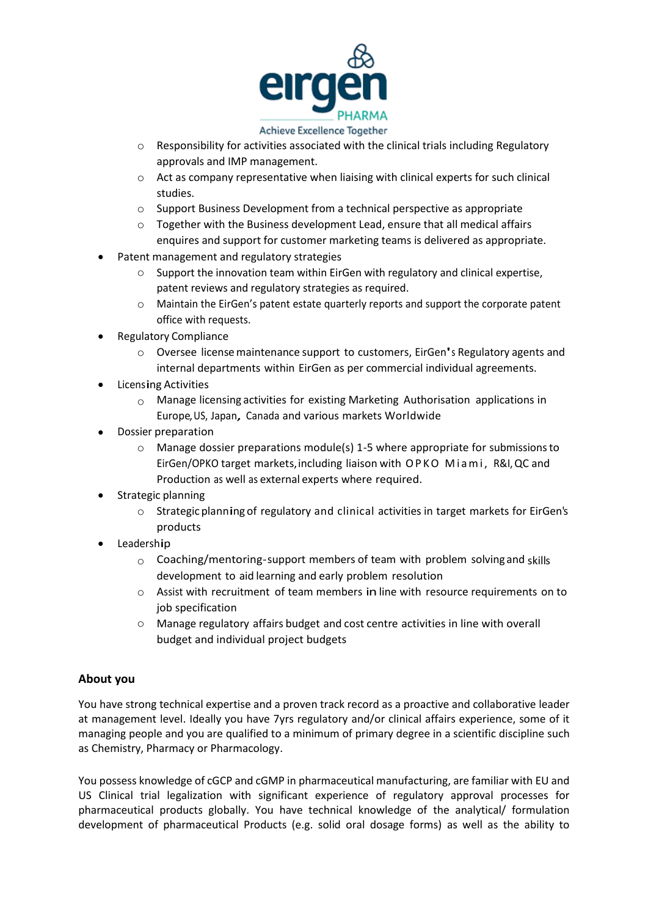- Responsibility for activities associated with the clinical trials including Regulatory approvals and IMP management.
    - Act as company representative when liaising with clinical experts for such clinical studies.
    - Support Business Development from a technical perspective as appropriate
    - Together with the Business development Lead, ensure that all medical affairs enquires and support for customer marketing teams is delivered as appropriate.
- Patent management and regulatory strategies
    - Support the innovation team within EirGen with regulatory and clinical expertise, patent reviews and regulatory strategies as required.
    - Maintain the EirGen's patent estate quarterly reports and support the corporate patent office with requests.
- Regulatory Compliance
    - Oversee license maintenance support to customers, EirGen's Regulatory agents and internal departments within EirGen as per commercial individual agreements.
- Licensing Activities
    - Manage licensing activities for existing Marketing Authorisation applications in Europe, US, Japan, Canada and various markets Worldwide
- Dossier preparation
    - Manage dossier preparations module(s) 1-5 where appropriate for submissions to EirGen/OPKO target markets, including liaison with OPKO Miami, R&I, QC and Production as well as external experts where required.
- Strategic planning
    - Strategic planning of regulatory and clinical activities in target markets for EirGen's products
- Leadership
    - Coaching/mentoring-support members of team with problem solving and skills development to aid learning and early problem resolution
    - Assist with recruitment of team members in line with resource requirements on to job specification
    - Manage regulatory affairs budget and cost centre activities in line with overall budget and individual project budgets

## About you

You have strong technical expertise and a proven track record as a proactive and collaborative leader at management level. Ideally you have 7yrs regulatory and/or clinical affairs experience, some of it managing people and you are qualified to a minimum of primary degree in a scientific discipline such as Chemistry, Pharmacy or Pharmacology.

You possess knowledge of cGCP and cGMP in pharmaceutical manufacturing, are familiar with EU and US Clinical trial legalization with significant experience of regulatory approval processes for pharmaceutical products globally. You have technical knowledge of the analytical/ formulation development of pharmaceutical Products (e.g. solid oral dosage forms) as well as the ability to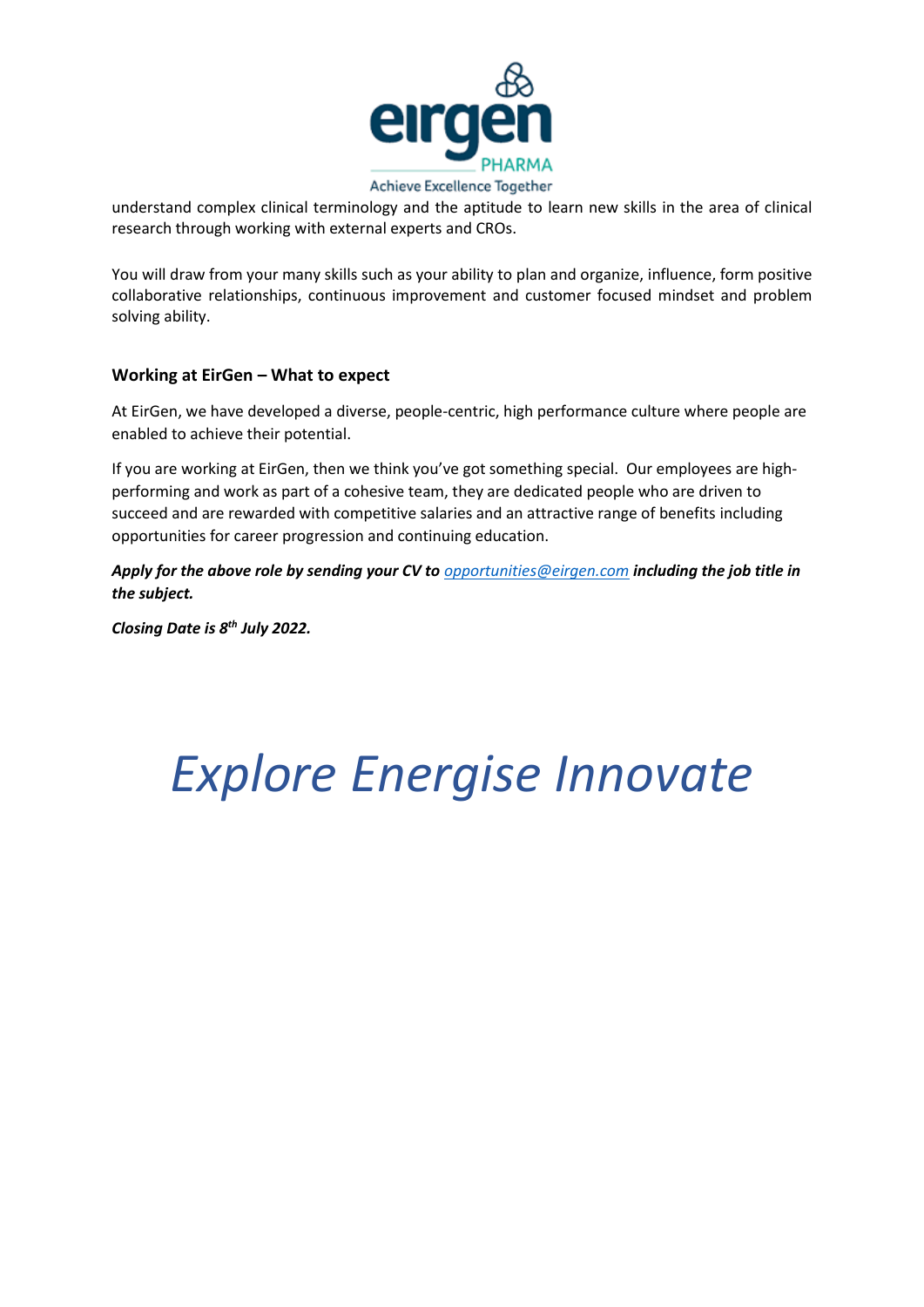understand complex clinical terminology and the aptitude to learn new skills in the area of clinical research through working with external experts and CROs.

You will draw from your many skills such as your ability to plan and organize, influence, form positive collaborative relationships, continuous improvement and customer focused mindset and problem solving ability.

### Working at EirGen – What to expect

At EirGen, we have developed a diverse, people-centric, high performance culture where people are enabled to achieve their potential.

If you are working at EirGen, then we think you've got something special. Our employees are high-performing and work as part of a cohesive team, they are dedicated people who are driven to succeed and are rewarded with competitive salaries and an attractive range of benefits including opportunities for career progression and continuing education.

***Apply for the above role by sending your CV to [opportunities@eirgen.com](mailto:opportunities@eirgen.com) including the job title in the subject.***

***Closing Date is 8th July 2022.***

*Explore Energise Innovate*